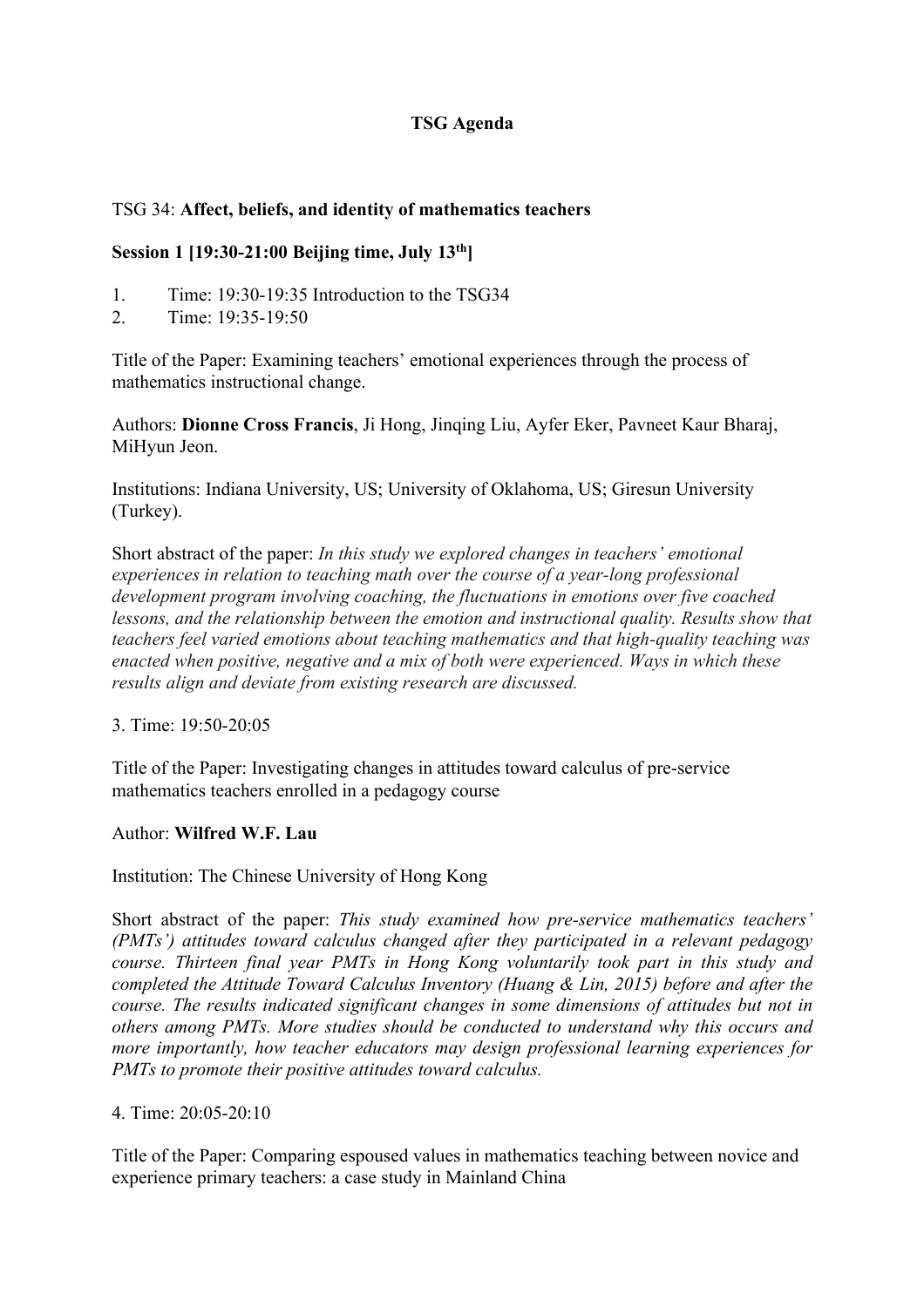**TSG Agenda**

TSG 34: **Affect, beliefs, and identity of mathematics teachers**

**Session 1 [19:30-21:00 Beijing time, July 13th]**

1. Time: 19:30-19:35 Introduction to the TSG34
2. Time: 19:35-19:50

Title of the Paper: Examining teachers' emotional experiences through the process of mathematics instructional change.

Authors: **Dionne Cross Francis**, Ji Hong, Jinqing Liu, Ayfer Eker, Pavneet Kaur Bharaj, MiHyun Jeon.

Institutions: Indiana University, US; University of Oklahoma, US; Giresun University (Turkey).

Short abstract of the paper: *In this study we explored changes in teachers' emotional experiences in relation to teaching math over the course of a year-long professional development program involving coaching, the fluctuations in emotions over five coached lessons, and the relationship between the emotion and instructional quality. Results show that teachers feel varied emotions about teaching mathematics and that high-quality teaching was enacted when positive, negative and a mix of both were experienced. Ways in which these results align and deviate from existing research are discussed.*

3. Time: 19:50-20:05

Title of the Paper: Investigating changes in attitudes toward calculus of pre-service mathematics teachers enrolled in a pedagogy course

Author: **Wilfred W.F. Lau**

Institution: The Chinese University of Hong Kong

Short abstract of the paper: *This study examined how pre-service mathematics teachers' (PMTs') attitudes toward calculus changed after they participated in a relevant pedagogy course. Thirteen final year PMTs in Hong Kong voluntarily took part in this study and completed the Attitude Toward Calculus Inventory (Huang & Lin, 2015) before and after the course. The results indicated significant changes in some dimensions of attitudes but not in others among PMTs. More studies should be conducted to understand why this occurs and more importantly, how teacher educators may design professional learning experiences for PMTs to promote their positive attitudes toward calculus.*

4. Time: 20:05-20:10

Title of the Paper: Comparing espoused values in mathematics teaching between novice and experience primary teachers: a case study in Mainland China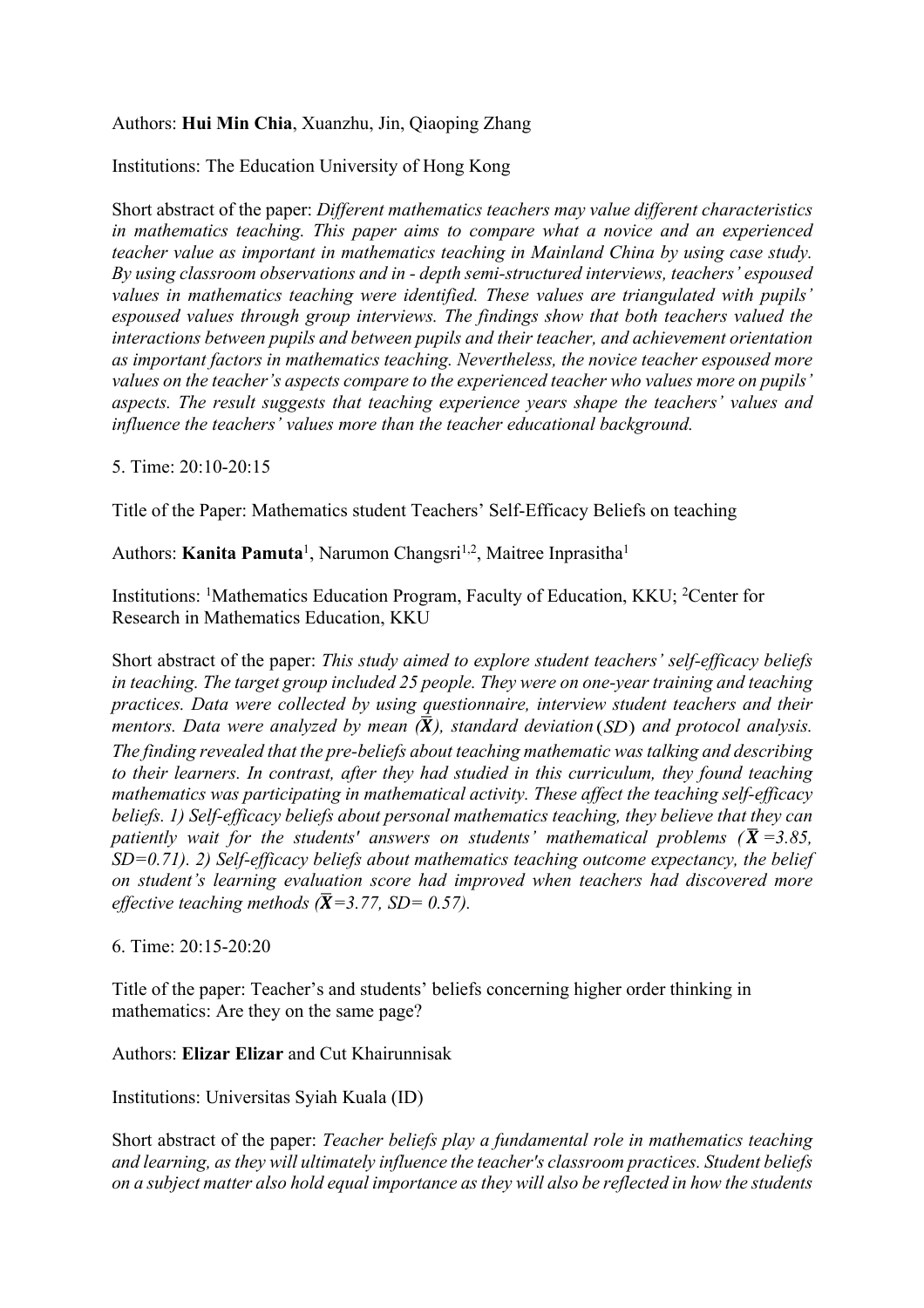Authors: **Hui Min Chia**, Xuanzhu, Jin, Qiaoping Zhang

Institutions: The Education University of Hong Kong

Short abstract of the paper: *Different mathematics teachers may value different characteristics in mathematics teaching. This paper aims to compare what a novice and an experienced teacher value as important in mathematics teaching in Mainland China by using case study. By using classroom observations and in - depth semi-structured interviews, teachers' espoused values in mathematics teaching were identified. These values are triangulated with pupils' espoused values through group interviews. The findings show that both teachers valued the interactions between pupils and between pupils and their teacher, and achievement orientation as important factors in mathematics teaching. Nevertheless, the novice teacher espoused more values on the teacher's aspects compare to the experienced teacher who values more on pupils' aspects. The result suggests that teaching experience years shape the teachers' values and influence the teachers' values more than the teacher educational background.*

5. Time: 20:10-20:15

Title of the Paper: Mathematics student Teachers' Self-Efficacy Beliefs on teaching

Authors: **Kanita Pamuta**[1], Narumon Changsri[1,2], Maitree Inprasitha[1]

Institutions: [1]Mathematics Education Program, Faculty of Education, KKU; [2]Center for Research in Mathematics Education, KKU

Short abstract of the paper: *This study aimed to explore student teachers' self-efficacy beliefs in teaching. The target group included 25 people. They were on one-year training and teaching practices. Data were collected by using questionnaire, interview student teachers and their mentors. Data were analyzed by mean ($\bar{X}$), standard deviation ($SD$) and protocol analysis. The finding revealed that the pre-beliefs about teaching mathematic was talking and describing to their learners. In contrast, after they had studied in this curriculum, they found teaching mathematics was participating in mathematical activity. These affect the teaching self-efficacy beliefs. 1) Self-efficacy beliefs about personal mathematics teaching, they believe that they can patiently wait for the students' answers on students' mathematical problems ($\bar{X}$ =3.85, SD=0.71). 2) Self-efficacy beliefs about mathematics teaching outcome expectancy, the belief on student's learning evaluation score had improved when teachers had discovered more effective teaching methods ($\bar{X}$=3.77, SD= 0.57).*

6. Time: 20:15-20:20

Title of the paper: Teacher's and students' beliefs concerning higher order thinking in mathematics: Are they on the same page?

Authors: **Elizar Elizar** and Cut Khairunnisak

Institutions: Universitas Syiah Kuala (ID)

Short abstract of the paper: *Teacher beliefs play a fundamental role in mathematics teaching and learning, as they will ultimately influence the teacher's classroom practices. Student beliefs on a subject matter also hold equal importance as they will also be reflected in how the students*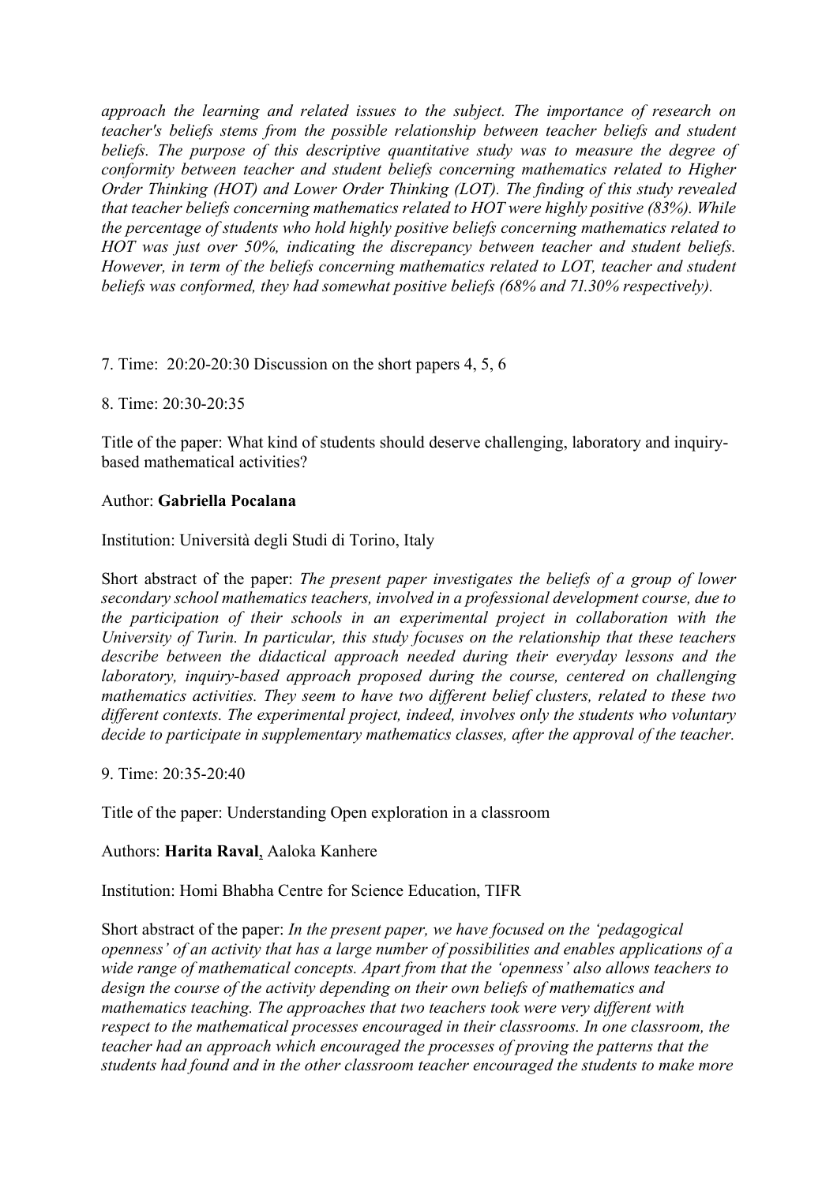*approach the learning and related issues to the subject. The importance of research on teacher's beliefs stems from the possible relationship between teacher beliefs and student beliefs. The purpose of this descriptive quantitative study was to measure the degree of conformity between teacher and student beliefs concerning mathematics related to Higher Order Thinking (HOT) and Lower Order Thinking (LOT). The finding of this study revealed that teacher beliefs concerning mathematics related to HOT were highly positive (83%). While the percentage of students who hold highly positive beliefs concerning mathematics related to HOT was just over 50%, indicating the discrepancy between teacher and student beliefs. However, in term of the beliefs concerning mathematics related to LOT, teacher and student beliefs was conformed, they had somewhat positive beliefs (68% and 71.30% respectively).*

7. Time: 20:20-20:30 Discussion on the short papers 4, 5, 6

8. Time: 20:30-20:35

Title of the paper: What kind of students should deserve challenging, laboratory and inquiry-based mathematical activities?

Author: **Gabriella Pocalana**

Institution: Università degli Studi di Torino, Italy

Short abstract of the paper: *The present paper investigates the beliefs of a group of lower secondary school mathematics teachers, involved in a professional development course, due to the participation of their schools in an experimental project in collaboration with the University of Turin. In particular, this study focuses on the relationship that these teachers describe between the didactical approach needed during their everyday lessons and the laboratory, inquiry-based approach proposed during the course, centered on challenging mathematics activities. They seem to have two different belief clusters, related to these two different contexts. The experimental project, indeed, involves only the students who voluntary decide to participate in supplementary mathematics classes, after the approval of the teacher.*

9. Time: 20:35-20:40

Title of the paper: Understanding Open exploration in a classroom

Authors: **Harita Raval**, Aaloka Kanhere

Institution: Homi Bhabha Centre for Science Education, TIFR

Short abstract of the paper: *In the present paper, we have focused on the 'pedagogical openness' of an activity that has a large number of possibilities and enables applications of a wide range of mathematical concepts. Apart from that the 'openness' also allows teachers to design the course of the activity depending on their own beliefs of mathematics and mathematics teaching. The approaches that two teachers took were very different with respect to the mathematical processes encouraged in their classrooms. In one classroom, the teacher had an approach which encouraged the processes of proving the patterns that the students had found and in the other classroom teacher encouraged the students to make more*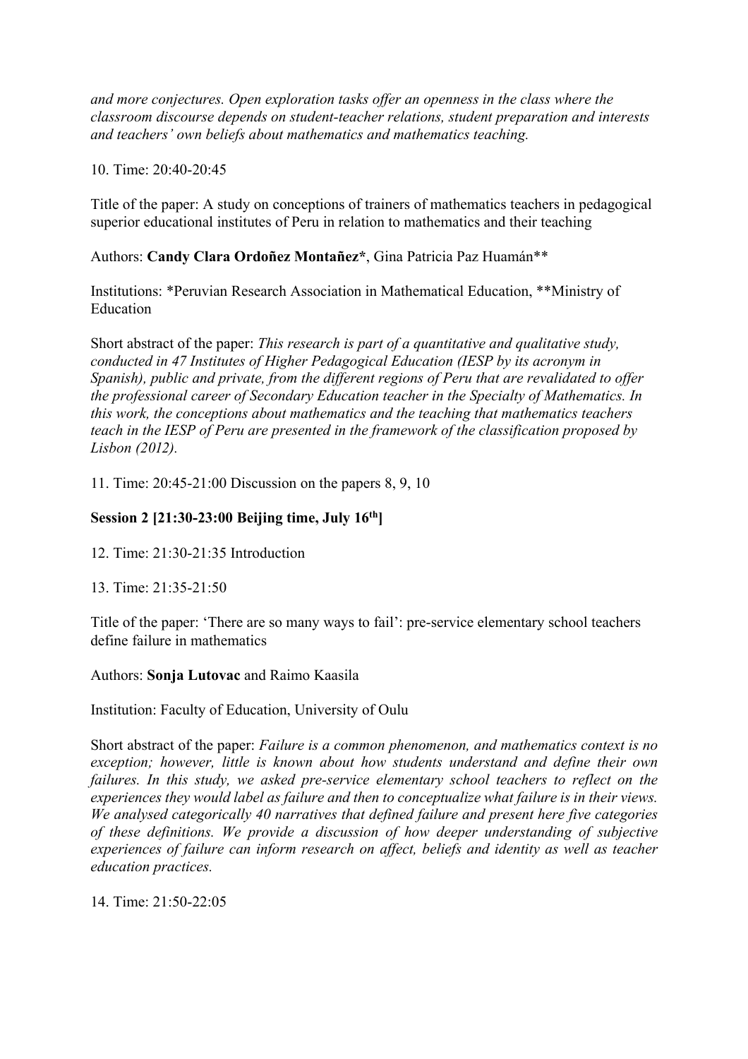*and more conjectures. Open exploration tasks offer an openness in the class where the classroom discourse depends on student-teacher relations, student preparation and interests and teachers' own beliefs about mathematics and mathematics teaching.*

10. Time: 20:40-20:45

Title of the paper: A study on conceptions of trainers of mathematics teachers in pedagogical superior educational institutes of Peru in relation to mathematics and their teaching

Authors: **Candy Clara Ordoñez Montañez***, Gina Patricia Paz Huamán**

Institutions: *Peruvian Research Association in Mathematical Education, **Ministry of Education

Short abstract of the paper: *This research is part of a quantitative and qualitative study, conducted in 47 Institutes of Higher Pedagogical Education (IESP by its acronym in Spanish), public and private, from the different regions of Peru that are revalidated to offer the professional career of Secondary Education teacher in the Specialty of Mathematics. In this work, the conceptions about mathematics and the teaching that mathematics teachers teach in the IESP of Peru are presented in the framework of the classification proposed by Lisbon (2012).*

11. Time: 20:45-21:00 Discussion on the papers 8, 9, 10

**Session 2 [21:30-23:00 Beijing time, July 16th]**

12. Time: 21:30-21:35 Introduction

13. Time: 21:35-21:50

Title of the paper: 'There are so many ways to fail': pre-service elementary school teachers define failure in mathematics

Authors: **Sonja Lutovac** and Raimo Kaasila

Institution: Faculty of Education, University of Oulu

Short abstract of the paper: *Failure is a common phenomenon, and mathematics context is no exception; however, little is known about how students understand and define their own failures. In this study, we asked pre-service elementary school teachers to reflect on the experiences they would label as failure and then to conceptualize what failure is in their views. We analysed categorically 40 narratives that defined failure and present here five categories of these definitions. We provide a discussion of how deeper understanding of subjective experiences of failure can inform research on affect, beliefs and identity as well as teacher education practices.*

14. Time: 21:50-22:05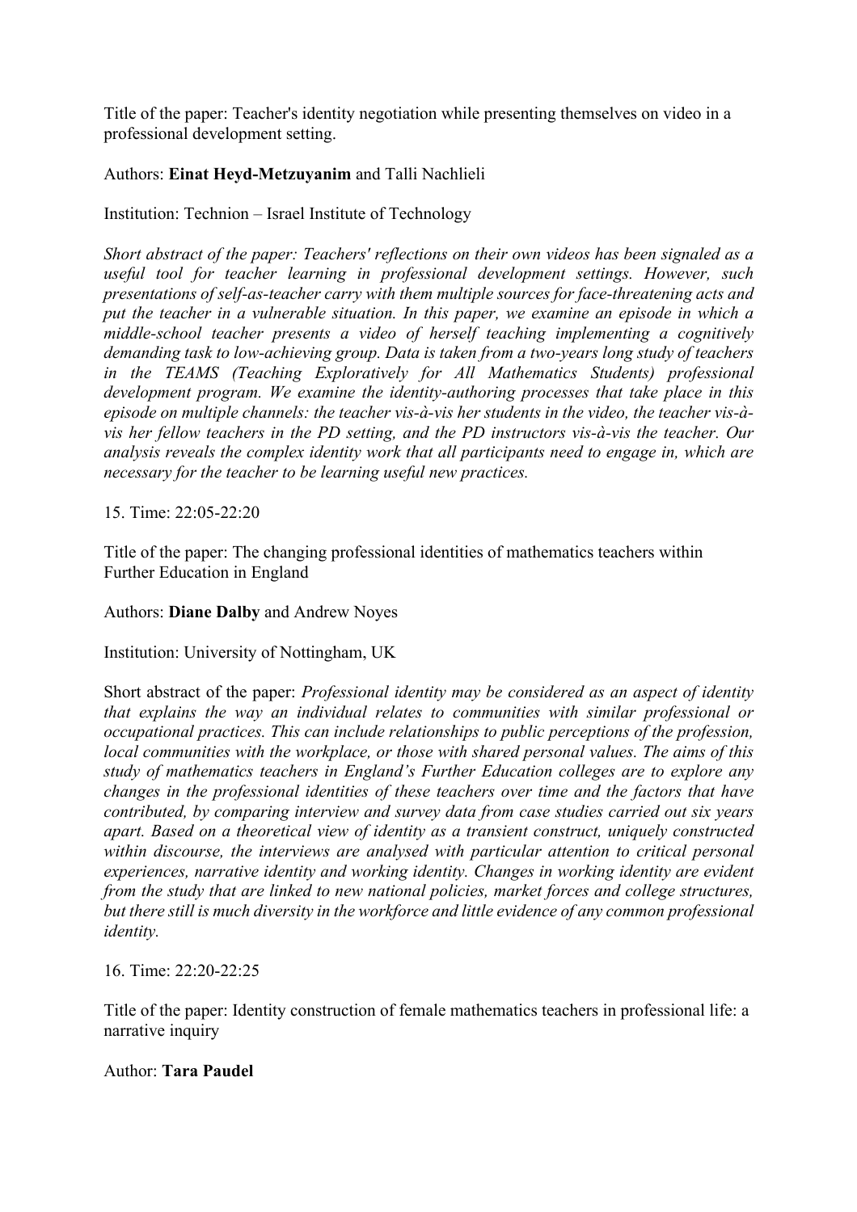Title of the paper: Teacher's identity negotiation while presenting themselves on video in a professional development setting.

Authors: **Einat Heyd-Metzuyanim** and Talli Nachlieli

Institution: Technion – Israel Institute of Technology

*Short abstract of the paper: Teachers' reflections on their own videos has been signaled as a useful tool for teacher learning in professional development settings. However, such presentations of self-as-teacher carry with them multiple sources for face-threatening acts and put the teacher in a vulnerable situation. In this paper, we examine an episode in which a middle-school teacher presents a video of herself teaching implementing a cognitively demanding task to low-achieving group. Data is taken from a two-years long study of teachers in the TEAMS (Teaching Exploratively for All Mathematics Students) professional development program. We examine the identity-authoring processes that take place in this episode on multiple channels: the teacher vis-à-vis her students in the video, the teacher vis-à-vis her fellow teachers in the PD setting, and the PD instructors vis-à-vis the teacher. Our analysis reveals the complex identity work that all participants need to engage in, which are necessary for the teacher to be learning useful new practices.*

15. Time: 22:05-22:20

Title of the paper: The changing professional identities of mathematics teachers within Further Education in England

Authors: **Diane Dalby** and Andrew Noyes

Institution: University of Nottingham, UK

Short abstract of the paper: *Professional identity may be considered as an aspect of identity that explains the way an individual relates to communities with similar professional or occupational practices. This can include relationships to public perceptions of the profession, local communities with the workplace, or those with shared personal values. The aims of this study of mathematics teachers in England's Further Education colleges are to explore any changes in the professional identities of these teachers over time and the factors that have contributed, by comparing interview and survey data from case studies carried out six years apart. Based on a theoretical view of identity as a transient construct, uniquely constructed within discourse, the interviews are analysed with particular attention to critical personal experiences, narrative identity and working identity. Changes in working identity are evident from the study that are linked to new national policies, market forces and college structures, but there still is much diversity in the workforce and little evidence of any common professional identity.*

16. Time: 22:20-22:25

Title of the paper: Identity construction of female mathematics teachers in professional life: a narrative inquiry

Author: **Tara Paudel**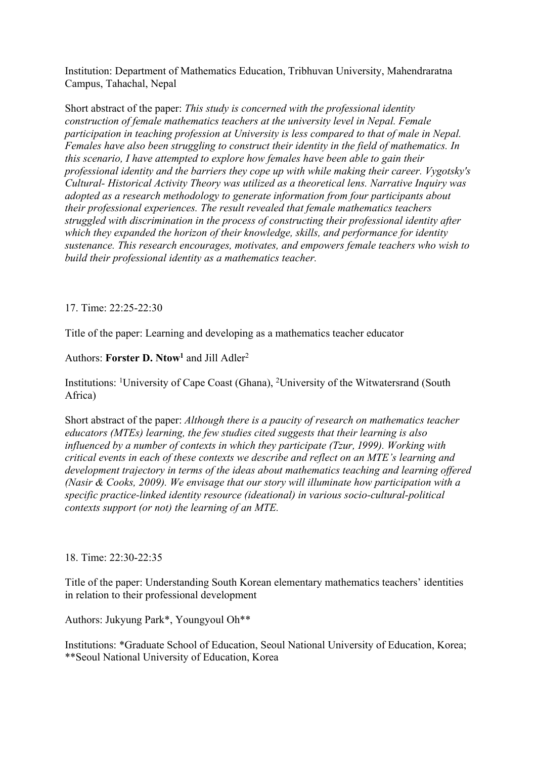Institution: Department of Mathematics Education, Tribhuvan University, Mahendraratna Campus, Tahachal, Nepal

Short abstract of the paper: *This study is concerned with the professional identity construction of female mathematics teachers at the university level in Nepal. Female participation in teaching profession at University is less compared to that of male in Nepal. Females have also been struggling to construct their identity in the field of mathematics. In this scenario, I have attempted to explore how females have been able to gain their professional identity and the barriers they cope up with while making their career. Vygotsky's Cultural- Historical Activity Theory was utilized as a theoretical lens. Narrative Inquiry was adopted as a research methodology to generate information from four participants about their professional experiences. The result revealed that female mathematics teachers struggled with discrimination in the process of constructing their professional identity after which they expanded the horizon of their knowledge, skills, and performance for identity sustenance. This research encourages, motivates, and empowers female teachers who wish to build their professional identity as a mathematics teacher.*

17. Time: 22:25-22:30

Title of the paper: Learning and developing as a mathematics teacher educator

Authors: **Forster D. Ntow[1]** and Jill Adler[2]

Institutions: [1]University of Cape Coast (Ghana), [2]University of the Witwatersrand (South Africa)

Short abstract of the paper: *Although there is a paucity of research on mathematics teacher educators (MTEs) learning, the few studies cited suggests that their learning is also influenced by a number of contexts in which they participate (Tzur, 1999). Working with critical events in each of these contexts we describe and reflect on an MTE's learning and development trajectory in terms of the ideas about mathematics teaching and learning offered (Nasir & Cooks, 2009). We envisage that our story will illuminate how participation with a specific practice-linked identity resource (ideational) in various socio-cultural-political contexts support (or not) the learning of an MTE.*

18. Time: 22:30-22:35

Title of the paper: Understanding South Korean elementary mathematics teachers' identities in relation to their professional development

Authors: Jukyung Park*, Youngyoul Oh**

Institutions: *Graduate School of Education, Seoul National University of Education, Korea; **Seoul National University of Education, Korea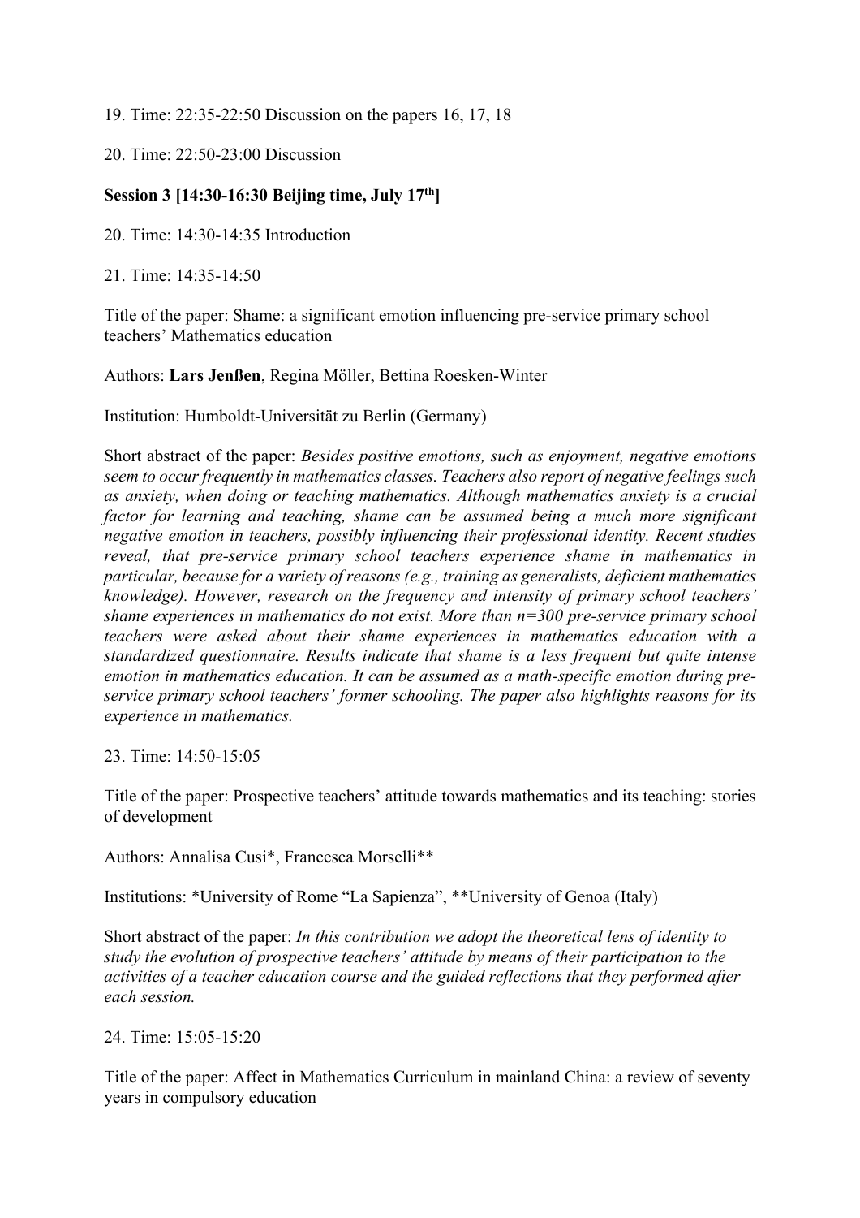19. Time: 22:35-22:50 Discussion on the papers 16, 17, 18

20. Time: 22:50-23:00 Discussion

**Session 3 [14:30-16:30 Beijing time, July 17th]**

20. Time: 14:30-14:35 Introduction

21. Time: 14:35-14:50

Title of the paper: Shame: a significant emotion influencing pre-service primary school teachers' Mathematics education

Authors: **Lars Jenßen**, Regina Möller, Bettina Roesken-Winter

Institution: Humboldt-Universität zu Berlin (Germany)

Short abstract of the paper: *Besides positive emotions, such as enjoyment, negative emotions seem to occur frequently in mathematics classes. Teachers also report of negative feelings such as anxiety, when doing or teaching mathematics. Although mathematics anxiety is a crucial factor for learning and teaching, shame can be assumed being a much more significant negative emotion in teachers, possibly influencing their professional identity. Recent studies reveal, that pre-service primary school teachers experience shame in mathematics in particular, because for a variety of reasons (e.g., training as generalists, deficient mathematics knowledge). However, research on the frequency and intensity of primary school teachers' shame experiences in mathematics do not exist. More than n=300 pre-service primary school teachers were asked about their shame experiences in mathematics education with a standardized questionnaire. Results indicate that shame is a less frequent but quite intense emotion in mathematics education. It can be assumed as a math-specific emotion during pre-service primary school teachers' former schooling. The paper also highlights reasons for its experience in mathematics.*

23. Time: 14:50-15:05

Title of the paper: Prospective teachers' attitude towards mathematics and its teaching: stories of development

Authors: Annalisa Cusi*, Francesca Morselli**

Institutions: *University of Rome "La Sapienza", **University of Genoa (Italy)

Short abstract of the paper: *In this contribution we adopt the theoretical lens of identity to study the evolution of prospective teachers' attitude by means of their participation to the activities of a teacher education course and the guided reflections that they performed after each session.*

24. Time: 15:05-15:20

Title of the paper: Affect in Mathematics Curriculum in mainland China: a review of seventy years in compulsory education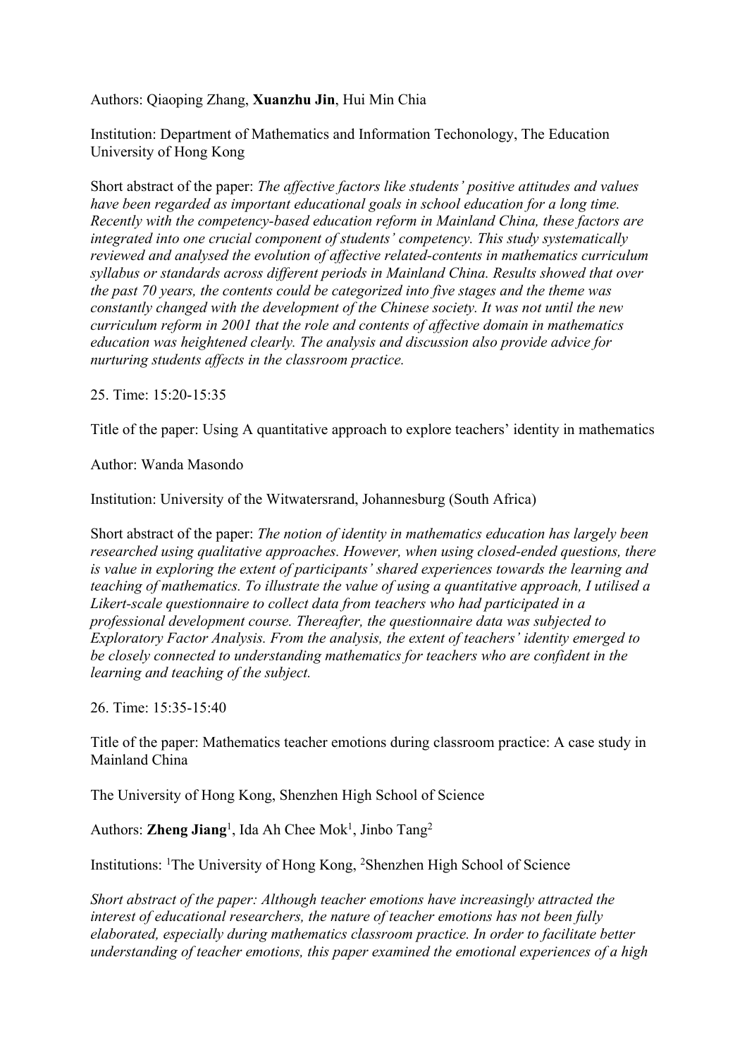Authors: Qiaoping Zhang, **Xuanzhu Jin**, Hui Min Chia

Institution: Department of Mathematics and Information Techonology, The Education University of Hong Kong

Short abstract of the paper: *The affective factors like students' positive attitudes and values have been regarded as important educational goals in school education for a long time. Recently with the competency-based education reform in Mainland China, these factors are integrated into one crucial component of students' competency. This study systematically reviewed and analysed the evolution of affective related-contents in mathematics curriculum syllabus or standards across different periods in Mainland China. Results showed that over the past 70 years, the contents could be categorized into five stages and the theme was constantly changed with the development of the Chinese society. It was not until the new curriculum reform in 2001 that the role and contents of affective domain in mathematics education was heightened clearly. The analysis and discussion also provide advice for nurturing students affects in the classroom practice.*

25. Time: 15:20-15:35

Title of the paper: Using A quantitative approach to explore teachers' identity in mathematics

Author: Wanda Masondo

Institution: University of the Witwatersrand, Johannesburg (South Africa)

Short abstract of the paper: *The notion of identity in mathematics education has largely been researched using qualitative approaches. However, when using closed-ended questions, there is value in exploring the extent of participants' shared experiences towards the learning and teaching of mathematics. To illustrate the value of using a quantitative approach, I utilised a Likert-scale questionnaire to collect data from teachers who had participated in a professional development course. Thereafter, the questionnaire data was subjected to Exploratory Factor Analysis. From the analysis, the extent of teachers' identity emerged to be closely connected to understanding mathematics for teachers who are confident in the learning and teaching of the subject.*

26. Time: 15:35-15:40

Title of the paper: Mathematics teacher emotions during classroom practice: A case study in Mainland China

The University of Hong Kong, Shenzhen High School of Science

Authors: **Zheng Jiang**[1], Ida Ah Chee Mok[1], Jinbo Tang[2]

Institutions: [1]The University of Hong Kong, [2]Shenzhen High School of Science

*Short abstract of the paper: Although teacher emotions have increasingly attracted the interest of educational researchers, the nature of teacher emotions has not been fully elaborated, especially during mathematics classroom practice. In order to facilitate better understanding of teacher emotions, this paper examined the emotional experiences of a high*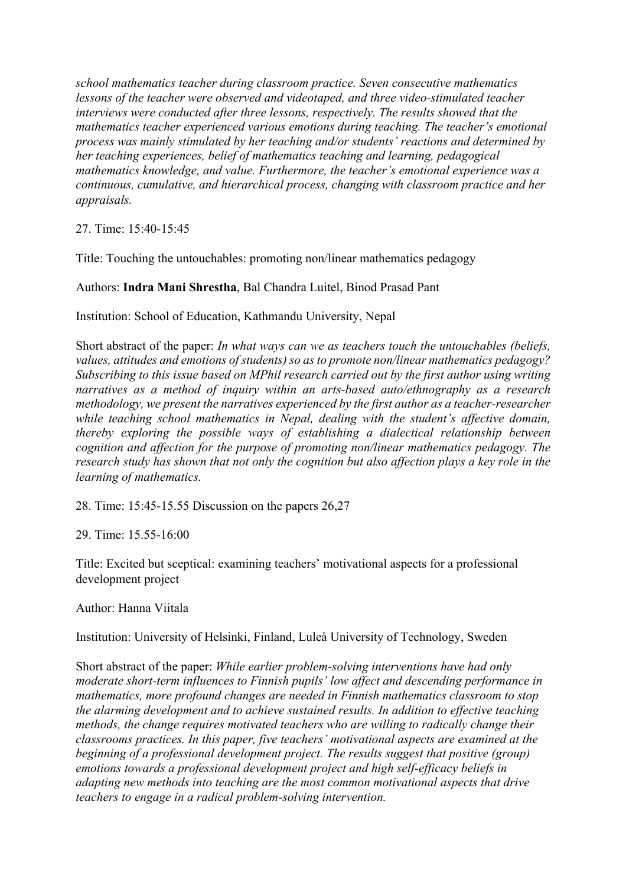*school mathematics teacher during classroom practice. Seven consecutive mathematics lessons of the teacher were observed and videotaped, and three video-stimulated teacher interviews were conducted after three lessons, respectively. The results showed that the mathematics teacher experienced various emotions during teaching. The teacher's emotional process was mainly stimulated by her teaching and/or students' reactions and determined by her teaching experiences, belief of mathematics teaching and learning, pedagogical mathematics knowledge, and value. Furthermore, the teacher's emotional experience was a continuous, cumulative, and hierarchical process, changing with classroom practice and her appraisals.*

27. Time: 15:40-15:45

Title: Touching the untouchables: promoting non/linear mathematics pedagogy

Authors: **Indra Mani Shrestha**, Bal Chandra Luitel, Binod Prasad Pant

Institution: School of Education, Kathmandu University, Nepal

Short abstract of the paper: *In what ways can we as teachers touch the untouchables (beliefs, values, attitudes and emotions of students) so as to promote non/linear mathematics pedagogy? Subscribing to this issue based on MPhil research carried out by the first author using writing narratives as a method of inquiry within an arts-based auto/ethnography as a research methodology, we present the narratives experienced by the first author as a teacher-researcher while teaching school mathematics in Nepal, dealing with the student's affective domain, thereby exploring the possible ways of establishing a dialectical relationship between cognition and affection for the purpose of promoting non/linear mathematics pedagogy. The research study has shown that not only the cognition but also affection plays a key role in the learning of mathematics.*

28. Time: 15:45-15.55 Discussion on the papers 26,27

29. Time: 15.55-16:00

Title: Excited but sceptical: examining teachers' motivational aspects for a professional development project

Author: Hanna Viitala

Institution: University of Helsinki, Finland, Luleå University of Technology, Sweden

Short abstract of the paper: *While earlier problem-solving interventions have had only moderate short-term influences to Finnish pupils' low affect and descending performance in mathematics, more profound changes are needed in Finnish mathematics classroom to stop the alarming development and to achieve sustained results. In addition to effective teaching methods, the change requires motivated teachers who are willing to radically change their classrooms practices. In this paper, five teachers' motivational aspects are examined at the beginning of a professional development project. The results suggest that positive (group) emotions towards a professional development project and high self-efficacy beliefs in adapting new methods into teaching are the most common motivational aspects that drive teachers to engage in a radical problem-solving intervention.*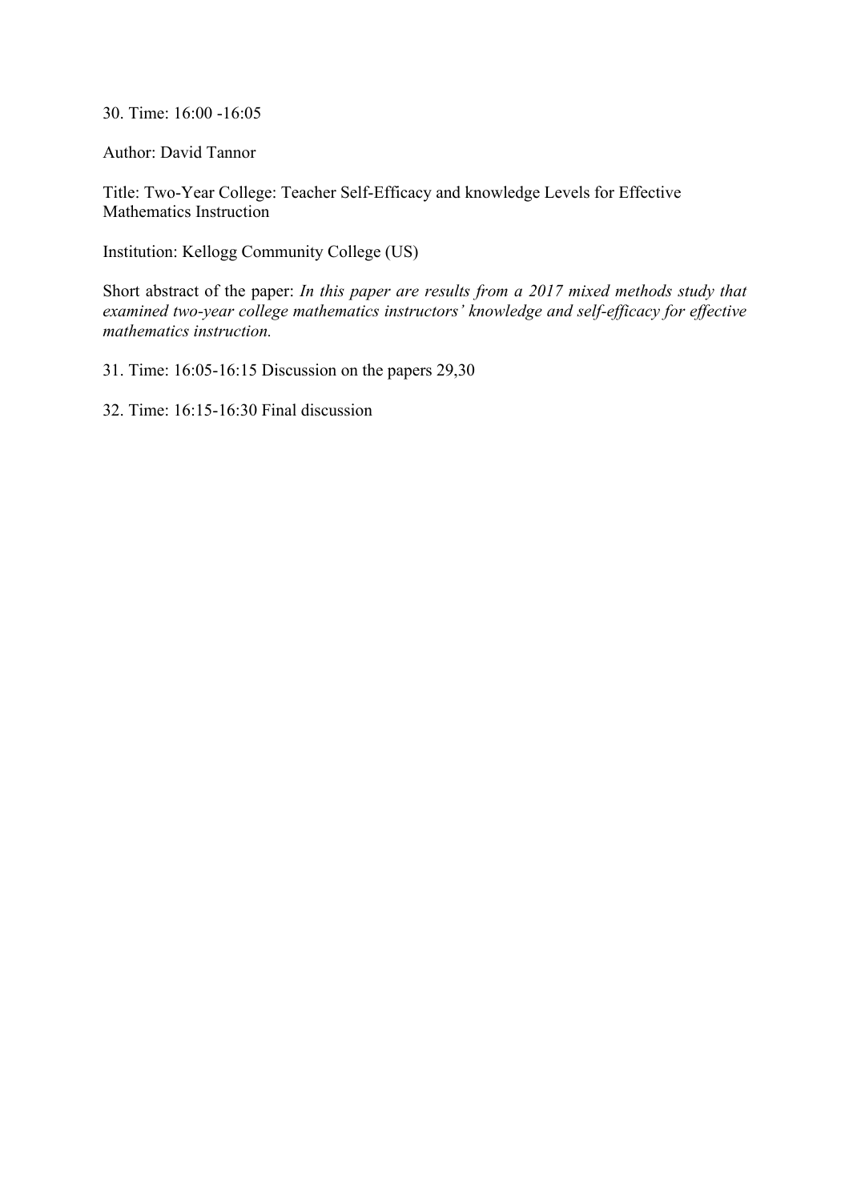30. Time: 16:00 -16:05

Author: David Tannor

Title: Two-Year College: Teacher Self-Efficacy and knowledge Levels for Effective Mathematics Instruction

Institution: Kellogg Community College (US)

Short abstract of the paper: *In this paper are results from a 2017 mixed methods study that examined two-year college mathematics instructors' knowledge and self-efficacy for effective mathematics instruction.*

31. Time: 16:05-16:15 Discussion on the papers 29,30

32. Time: 16:15-16:30 Final discussion